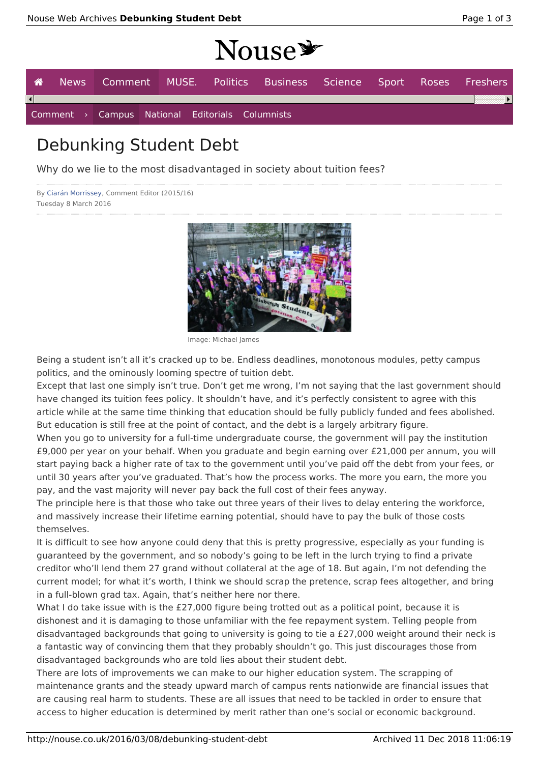# Debunking Student Debt

Why do we lie to the most disadvantaged in society about tuition fees?

By Ciarán Morrissey, Comment Editor (2015/16)
Tuesday 8 March 2016

Image: Michael James

Being a student isn't all it's cracked up to be. Endless deadlines, monotonous modules, petty campus politics, and the ominously looming spectre of tuition debt.

Except that last one simply isn't true. Don't get me wrong, I'm not saying that the last government should have changed its tuition fees policy. It shouldn't have, and it's perfectly consistent to agree with this article while at the same time thinking that education should be fully publicly funded and fees abolished. But education is still free at the point of contact, and the debt is a largely arbitrary figure.

When you go to university for a full-time undergraduate course, the government will pay the institution £9,000 per year on your behalf. When you graduate and begin earning over £21,000 per annum, you will start paying back a higher rate of tax to the government until you've paid off the debt from your fees, or until 30 years after you've graduated. That's how the process works. The more you earn, the more you pay, and the vast majority will never pay back the full cost of their fees anyway.

The principle here is that those who take out three years of their lives to delay entering the workforce, and massively increase their lifetime earning potential, should have to pay the bulk of those costs themselves.

It is difficult to see how anyone could deny that this is pretty progressive, especially as your funding is guaranteed by the government, and so nobody's going to be left in the lurch trying to find a private creditor who'll lend them 27 grand without collateral at the age of 18. But again, I'm not defending the current model; for what it's worth, I think we should scrap the pretence, scrap fees altogether, and bring in a full-blown grad tax. Again, that's neither here nor there.

What I do take issue with is the £27,000 figure being trotted out as a political point, because it is dishonest and it is damaging to those unfamiliar with the fee repayment system. Telling people from disadvantaged backgrounds that going to university is going to tie a £27,000 weight around their neck is a fantastic way of convincing them that they probably shouldn't go. This just discourages those from disadvantaged backgrounds who are told lies about their student debt.

There are lots of improvements we can make to our higher education system. The scrapping of maintenance grants and the steady upward march of campus rents nationwide are financial issues that are causing real harm to students. These are all issues that need to be tackled in order to ensure that access to higher education is determined by merit rather than one's social or economic background.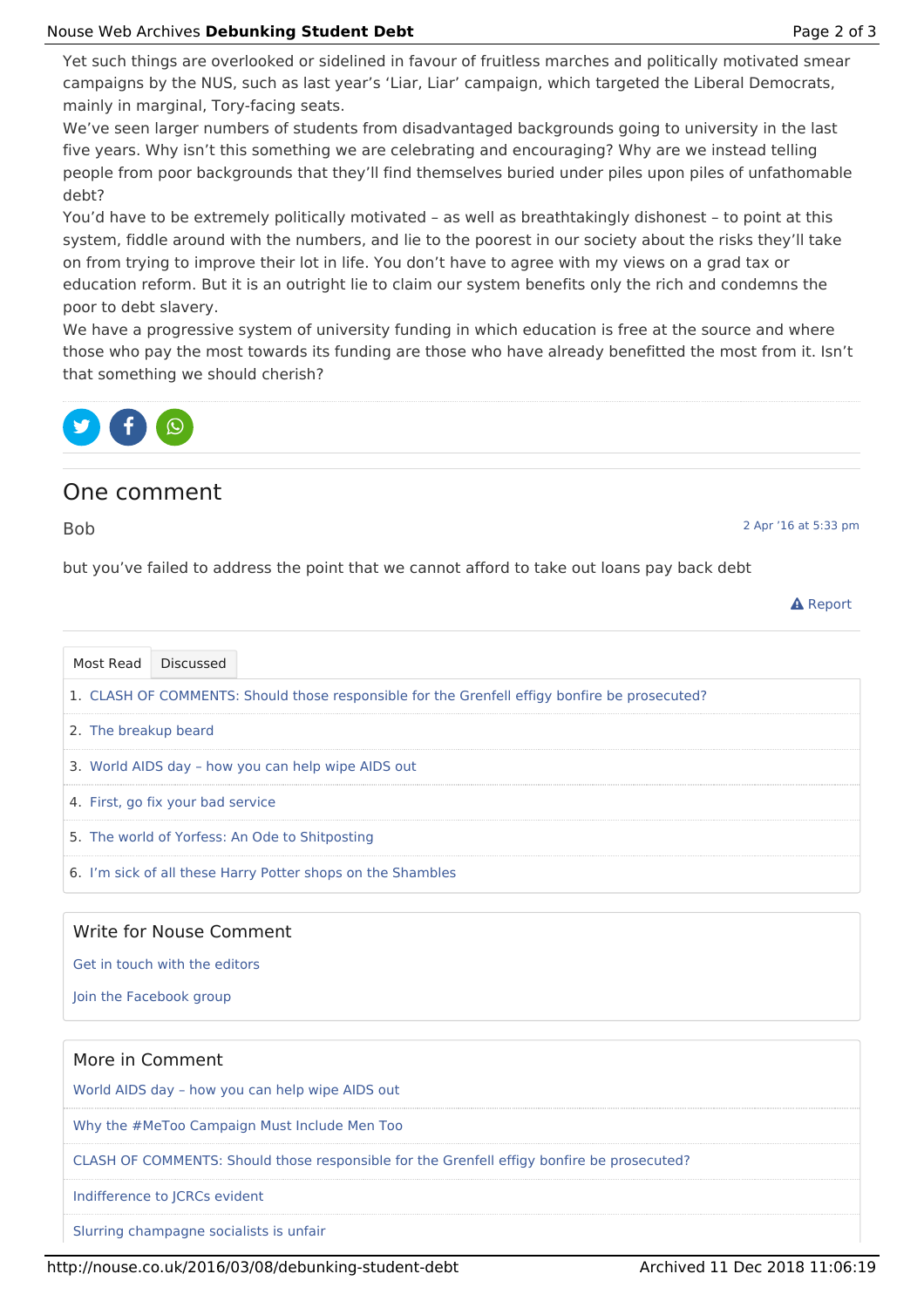Yet such things are overlooked or sidelined in favour of fruitless marches and politically motivated smear campaigns by the NUS, such as last year's 'Liar, Liar' campaign, which targeted the Liberal Democrats, mainly in marginal, Tory-facing seats.

We've seen larger numbers of students from disadvantaged backgrounds going to university in the last five years. Why isn't this something we are celebrating and encouraging? Why are we instead telling people from poor backgrounds that they'll find themselves buried under piles upon piles of unfathomable debt?

You'd have to be extremely politically motivated – as well as breathtakingly dishonest – to point at this system, fiddle around with the numbers, and lie to the poorest in our society about the risks they'll take on from trying to improve their lot in life. You don't have to agree with my views on a grad tax or education reform. But it is an outright lie to claim our system benefits only the rich and condemns the poor to debt slavery.

We have a progressive system of university funding in which education is free at the source and where those who pay the most towards its funding are those who have already benefitted the most from it. Isn't that something we should cherish?

## One comment

Bob — 2 Apr '16 at 5:33 pm

but you've failed to address the point that we cannot afford to take out loans pay back debt

Report

Most Read | Discussed

1. CLASH OF COMMENTS: Should those responsible for the Grenfell effigy bonfire be prosecuted?
2. The breakup beard
3. World AIDS day – how you can help wipe AIDS out
4. First, go fix your bad service
5. The world of Yorfess: An Ode to Shitposting
6. I'm sick of all these Harry Potter shops on the Shambles

### Write for Nouse Comment

Get in touch with the editors

Join the Facebook group

### More in Comment

- World AIDS day – how you can help wipe AIDS out
- Why the #MeToo Campaign Must Include Men Too
- CLASH OF COMMENTS: Should those responsible for the Grenfell effigy bonfire be prosecuted?
- Indifference to JCRCs evident
- Slurring champagne socialists is unfair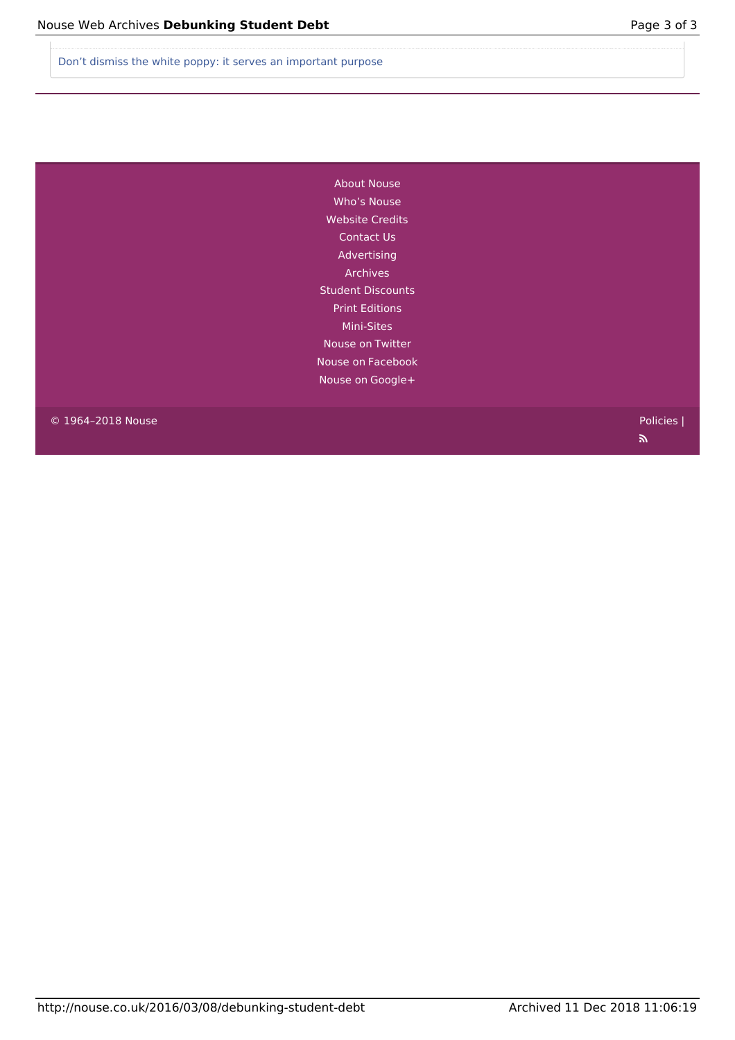Don’t dismiss the white poppy: it serves an important purpose

About Nouse
Who’s Nouse
Website Credits
Contact Us
Advertising
Archives
Student Discounts
Print Editions
Mini-Sites
Nouse on Twitter
Nouse on Facebook
Nouse on Google+

© 1964–2018 Nouse

Policies |